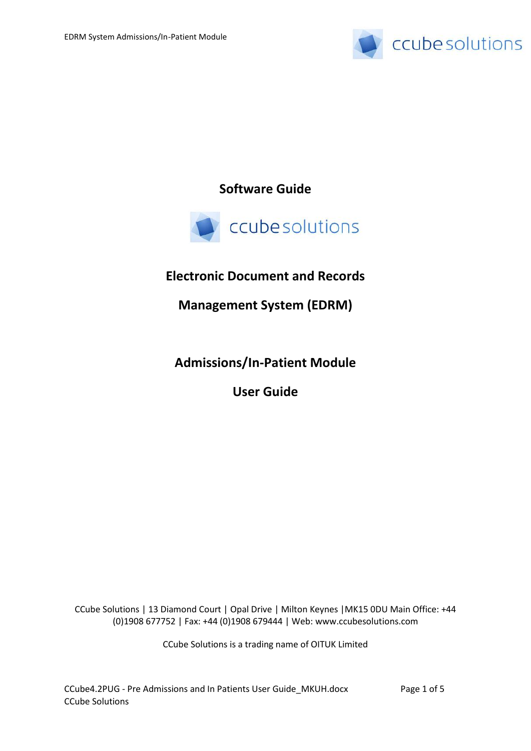**Software Guide**

ccube solutions

# Electronic Document and Records Management System (EDRM)

## Admissions/In-Patient Module

## User Guide

CCube Solutions | 13 Diamond Court | Opal Drive | Milton Keynes |MK15 0DU Main Office: +44 (0)1908 677752 | Fax: +44 (0)1908 679444 | Web: www.ccubesolutions.com

CCube Solutions is a trading name of OITUK Limited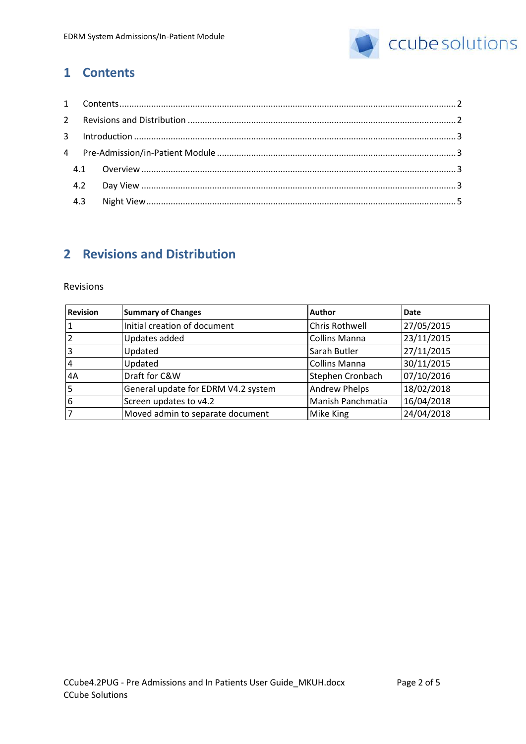# 1 Contents

1 Contents ........ 2

2 Revisions and Distribution ........ 2

3 Introduction ........ 3

4 Pre-Admission/in-Patient Module ........ 3

  4.1 Overview ........ 3

  4.2 Day View ........ 3

  4.3 Night View ........ 5

# 2 Revisions and Distribution

Revisions

| Revision | Summary of Changes | Author | Date |
|---|---|---|---|
| 1 | Initial creation of document | Chris Rothwell | 27/05/2015 |
| 2 | Updates added | Collins Manna | 23/11/2015 |
| 3 | Updated | Sarah Butler | 27/11/2015 |
| 4 | Updated | Collins Manna | 30/11/2015 |
| 4A | Draft for C&W | Stephen Cronbach | 07/10/2016 |
| 5 | General update for EDRM V4.2 system | Andrew Phelps | 18/02/2018 |
| 6 | Screen updates to v4.2 | Manish Panchmatia | 16/04/2018 |
| 7 | Moved admin to separate document | Mike King | 24/04/2018 |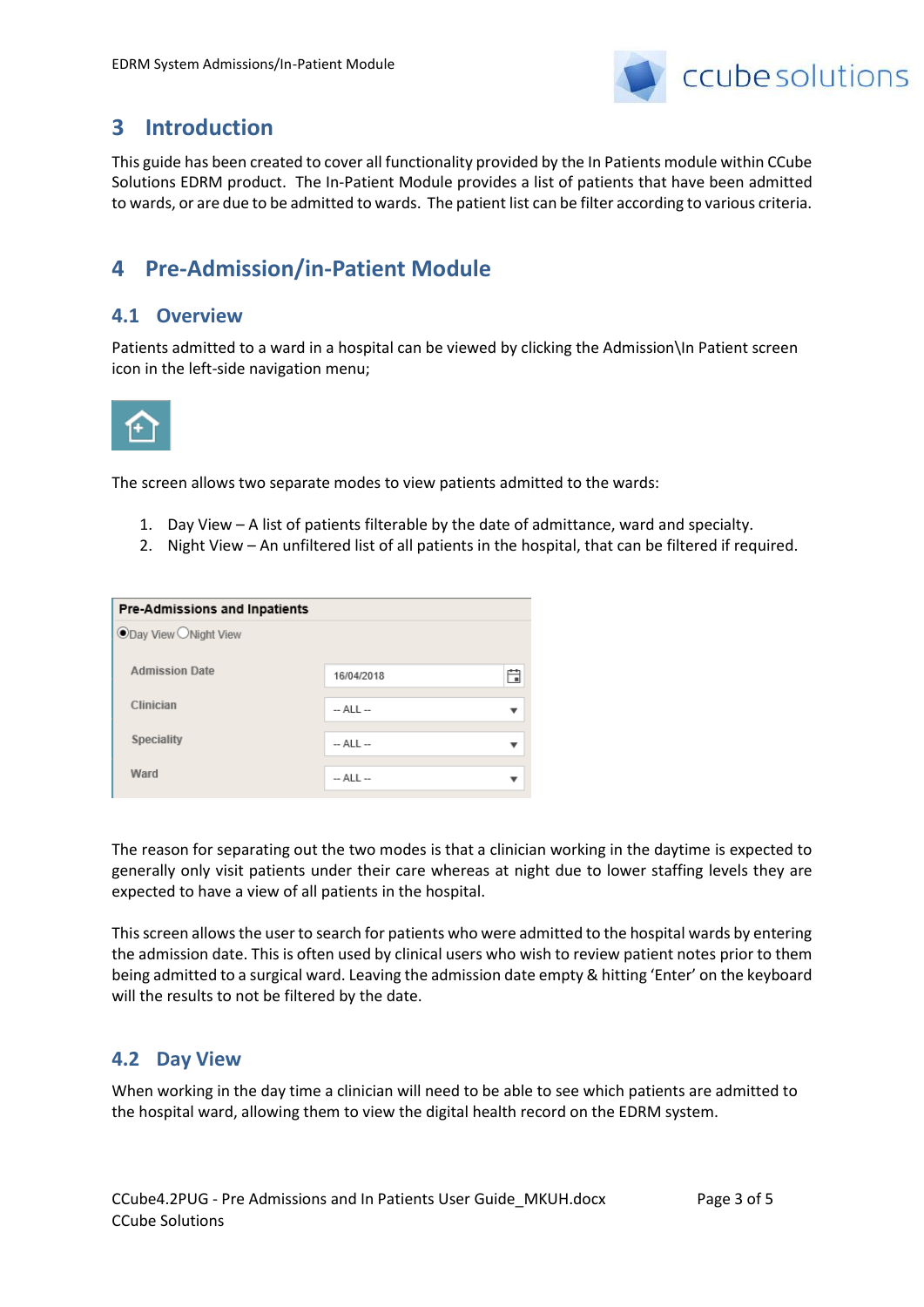## 3 Introduction

This guide has been created to cover all functionality provided by the In Patients module within CCube Solutions EDRM product. The In-Patient Module provides a list of patients that have been admitted to wards, or are due to be admitted to wards. The patient list can be filter according to various criteria.

## 4 Pre-Admission/in-Patient Module

### 4.1 Overview

Patients admitted to a ward in a hospital can be viewed by clicking the Admission\In Patient screen icon in the left-side navigation menu;

The screen allows two separate modes to view patients admitted to the wards:

1. Day View – A list of patients filterable by the date of admittance, ward and specialty.
2. Night View – An unfiltered list of all patients in the hospital, that can be filtered if required.

The reason for separating out the two modes is that a clinician working in the daytime is expected to generally only visit patients under their care whereas at night due to lower staffing levels they are expected to have a view of all patients in the hospital.

This screen allows the user to search for patients who were admitted to the hospital wards by entering the admission date. This is often used by clinical users who wish to review patient notes prior to them being admitted to a surgical ward. Leaving the admission date empty & hitting 'Enter' on the keyboard will the results to not be filtered by the date.

### 4.2 Day View

When working in the day time a clinician will need to be able to see which patients are admitted to the hospital ward, allowing them to view the digital health record on the EDRM system.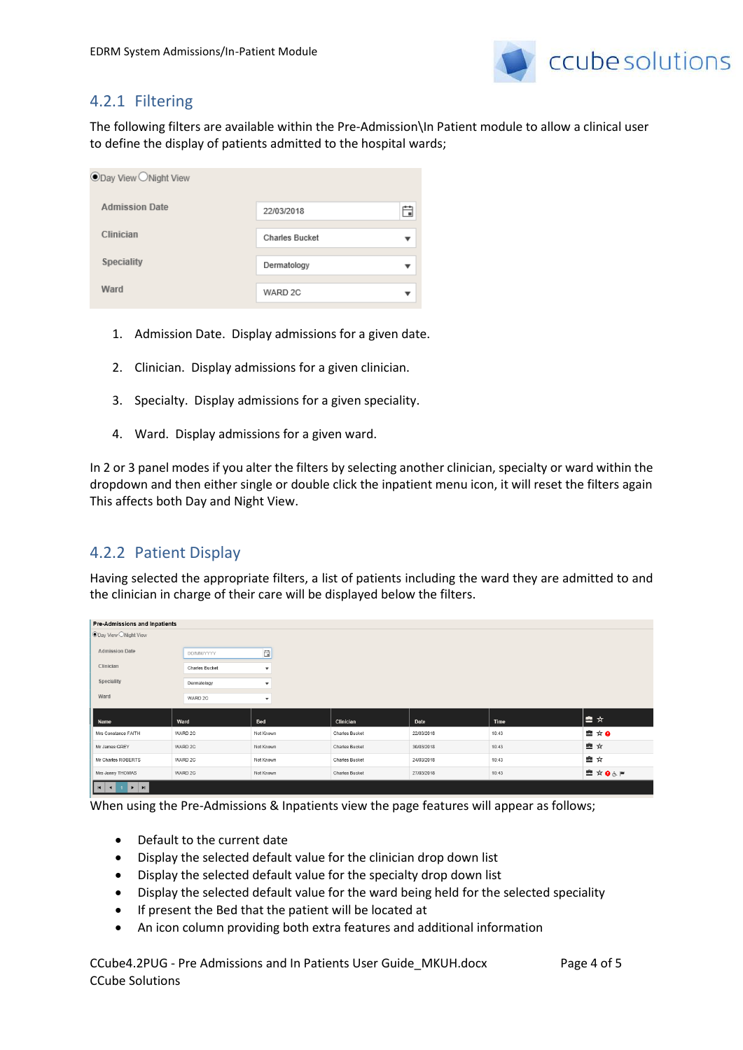## 4.2.1 Filtering

The following filters are available within the Pre-Admission\In Patient module to allow a clinical user to define the display of patients admitted to the hospital wards;

1. Admission Date. Display admissions for a given date.

2. Clinician. Display admissions for a given clinician.

3. Specialty. Display admissions for a given speciality.

4. Ward. Display admissions for a given ward.

In 2 or 3 panel modes if you alter the filters by selecting another clinician, specialty or ward within the dropdown and then either single or double click the inpatient menu icon, it will reset the filters again This affects both Day and Night View.

## 4.2.2 Patient Display

Having selected the appropriate filters, a list of patients including the ward they are admitted to and the clinician in charge of their care will be displayed below the filters.

When using the Pre-Admissions & Inpatients view the page features will appear as follows;

- Default to the current date
- Display the selected default value for the clinician drop down list
- Display the selected default value for the specialty drop down list
- Display the selected default value for the ward being held for the selected speciality
- If present the Bed that the patient will be located at
- An icon column providing both extra features and additional information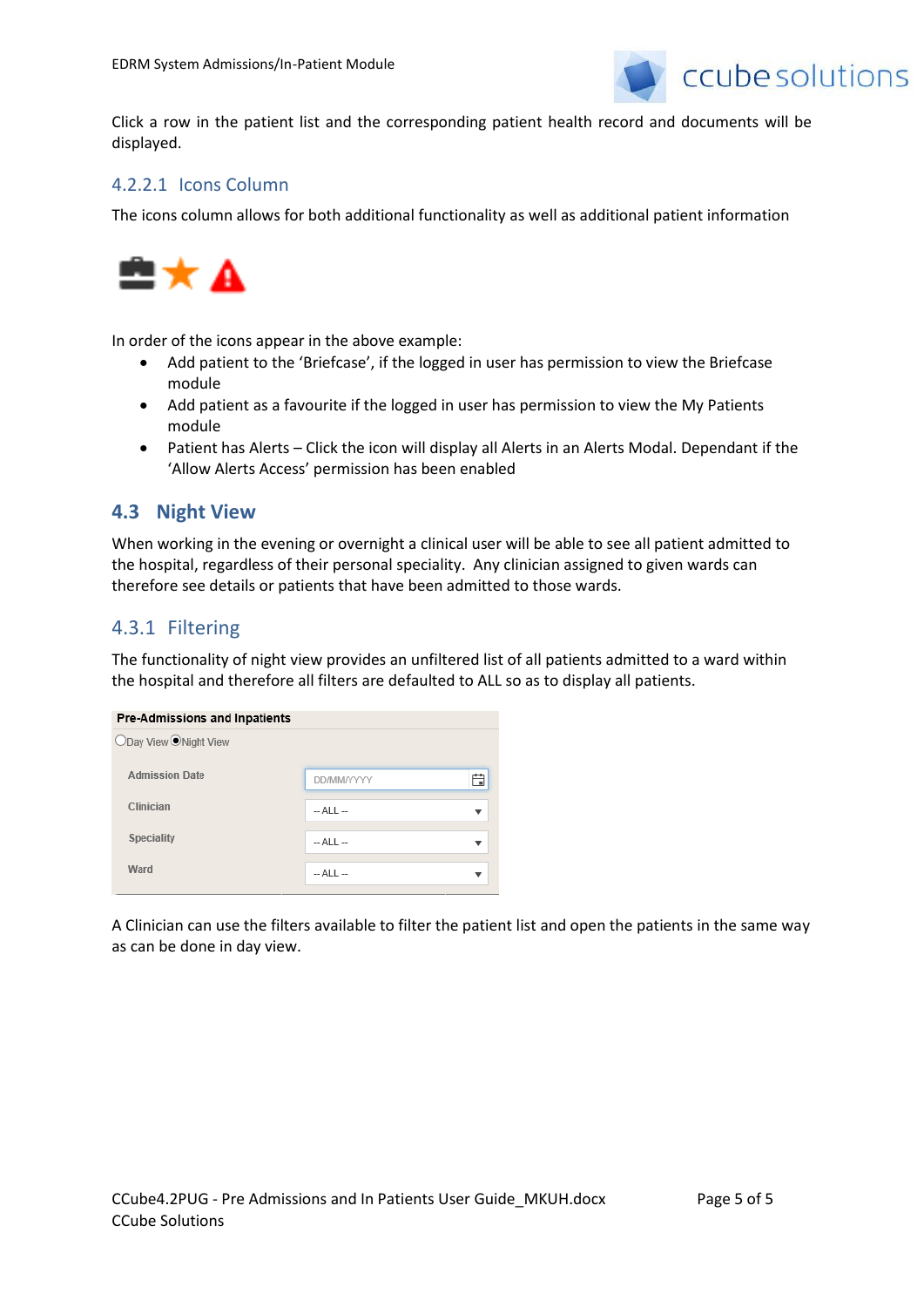Click a row in the patient list and the corresponding patient health record and documents will be displayed.

#### 4.2.2.1 Icons Column

The icons column allows for both additional functionality as well as additional patient information

In order of the icons appear in the above example:

- Add patient to the 'Briefcase', if the logged in user has permission to view the Briefcase module
- Add patient as a favourite if the logged in user has permission to view the My Patients module
- Patient has Alerts – Click the icon will display all Alerts in an Alerts Modal. Dependant if the 'Allow Alerts Access' permission has been enabled

## 4.3 Night View

When working in the evening or overnight a clinical user will be able to see all patient admitted to the hospital, regardless of their personal speciality. Any clinician assigned to given wards can therefore see details or patients that have been admitted to those wards.

### 4.3.1 Filtering

The functionality of night view provides an unfiltered list of all patients admitted to a ward within the hospital and therefore all filters are defaulted to ALL so as to display all patients.

**Pre-Admissions and Inpatients**

Day View / Night View

| | |
|---|---|
| Admission Date | DD/MM/YYYY |
| Clinician | -- ALL -- |
| Speciality | -- ALL -- |
| Ward | -- ALL -- |

A Clinician can use the filters available to filter the patient list and open the patients in the same way as can be done in day view.